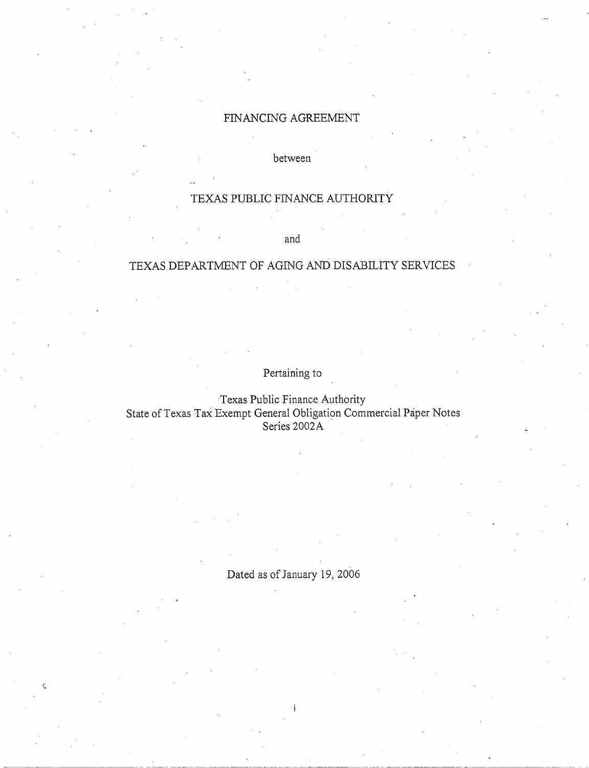# FINANCING AGREEMENT

between

## TEXAS PUBLIC FINANCE AUTHORITY

and

## TEXAS DEPARTMENT OF AGING AND DISABILITY SERVICES

Pertaining to

Texas Public Finance Authority
State of Texas Tax Exempt General Obligation Commercial Paper Notes
Series 2002A

Dated as of January 19, 2006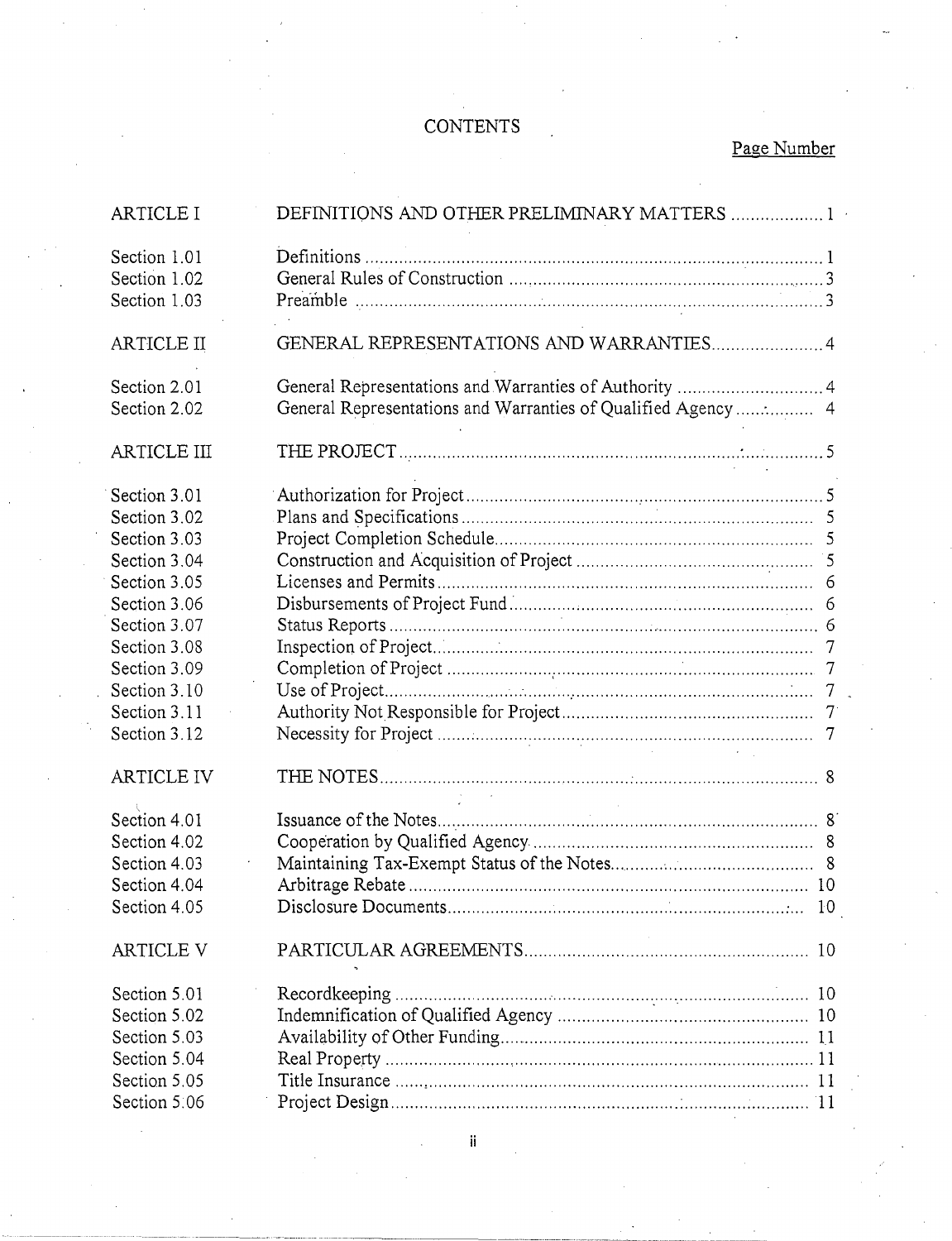# CONTENTS

| | | Page Number |
|---|---|---|
| ARTICLE I | DEFINITIONS AND OTHER PRELIMINARY MATTERS | 1 |
| Section 1.01 | Definitions | 1 |
| Section 1.02 | General Rules of Construction | 3 |
| Section 1.03 | Preamble | 3 |
| ARTICLE II | GENERAL REPRESENTATIONS AND WARRANTIES | 4 |
| Section 2.01 | General Representations and Warranties of Authority | 4 |
| Section 2.02 | General Representations and Warranties of Qualified Agency | 4 |
| ARTICLE III | THE PROJECT | 5 |
| Section 3.01 | Authorization for Project | 5 |
| Section 3.02 | Plans and Specifications | 5 |
| Section 3.03 | Project Completion Schedule | 5 |
| Section 3.04 | Construction and Acquisition of Project | 5 |
| Section 3.05 | Licenses and Permits | 6 |
| Section 3.06 | Disbursements of Project Fund | 6 |
| Section 3.07 | Status Reports | 6 |
| Section 3.08 | Inspection of Project | 7 |
| Section 3.09 | Completion of Project | 7 |
| Section 3.10 | Use of Project | 7 |
| Section 3.11 | Authority Not Responsible for Project | 7 |
| Section 3.12 | Necessity for Project | 7 |
| ARTICLE IV | THE NOTES | 8 |
| Section 4.01 | Issuance of the Notes | 8 |
| Section 4.02 | Cooperation by Qualified Agency | 8 |
| Section 4.03 | Maintaining Tax-Exempt Status of the Notes | 8 |
| Section 4.04 | Arbitrage Rebate | 10 |
| Section 4.05 | Disclosure Documents | 10 |
| ARTICLE V | PARTICULAR AGREEMENTS | 10 |
| Section 5.01 | Recordkeeping | 10 |
| Section 5.02 | Indemnification of Qualified Agency | 10 |
| Section 5.03 | Availability of Other Funding | 11 |
| Section 5.04 | Real Property | 11 |
| Section 5.05 | Title Insurance | 11 |
| Section 5.06 | Project Design | 11 |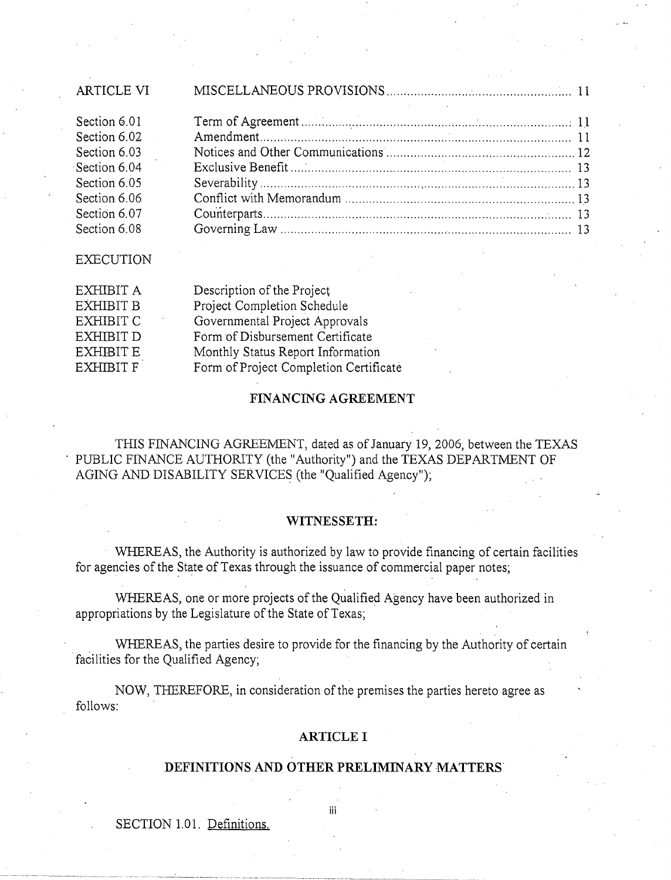| | | |
|---|---|---|
| ARTICLE VI | MISCELLANEOUS PROVISIONS | 11 |
| Section 6.01 | Term of Agreement | 11 |
| Section 6.02 | Amendment | 11 |
| Section 6.03 | Notices and Other Communications | 12 |
| Section 6.04 | Exclusive Benefit | 13 |
| Section 6.05 | Severability | 13 |
| Section 6.06 | Conflict with Memorandum | 13 |
| Section 6.07 | Counterparts | 13 |
| Section 6.08 | Governing Law | 13 |

EXECUTION

| | |
|---|---|
| EXHIBIT A | Description of the Project |
| EXHIBIT B | Project Completion Schedule |
| EXHIBIT C | Governmental Project Approvals |
| EXHIBIT D | Form of Disbursement Certificate |
| EXHIBIT E | Monthly Status Report Information |
| EXHIBIT F | Form of Project Completion Certificate |

## FINANCING AGREEMENT

THIS FINANCING AGREEMENT, dated as of January 19, 2006, between the TEXAS PUBLIC FINANCE AUTHORITY (the "Authority") and the TEXAS DEPARTMENT OF AGING AND DISABILITY SERVICES (the "Qualified Agency");

**WITNESSETH:**

WHEREAS, the Authority is authorized by law to provide financing of certain facilities for agencies of the State of Texas through the issuance of commercial paper notes;

WHEREAS, one or more projects of the Qualified Agency have been authorized in appropriations by the Legislature of the State of Texas;

WHEREAS, the parties desire to provide for the financing by the Authority of certain facilities for the Qualified Agency;

NOW, THEREFORE, in consideration of the premises the parties hereto agree as follows:

## ARTICLE I

## DEFINITIONS AND OTHER PRELIMINARY MATTERS

SECTION 1.01. Definitions.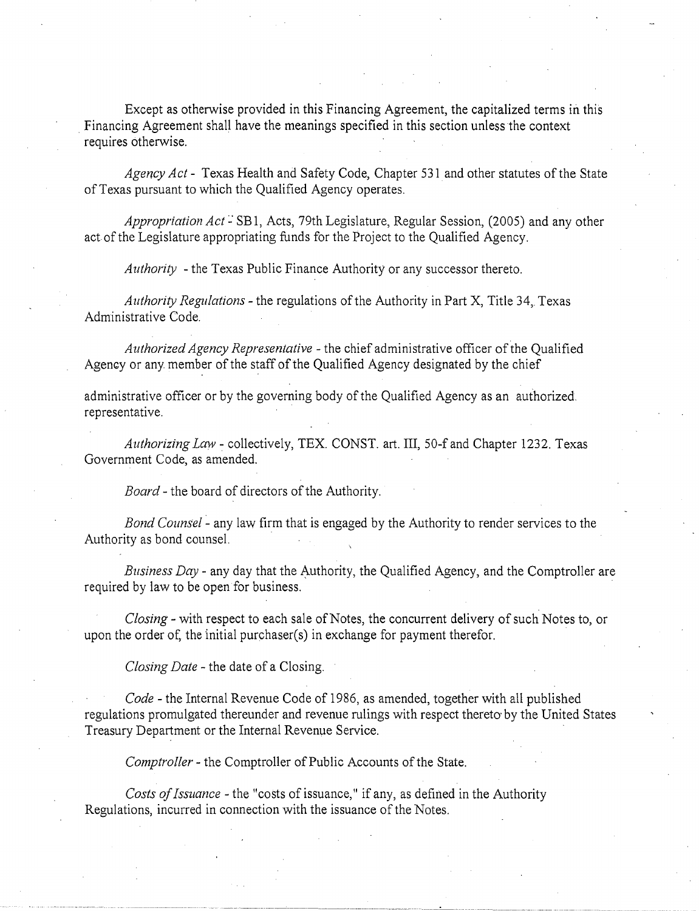Except as otherwise provided in this Financing Agreement, the capitalized terms in this Financing Agreement shall have the meanings specified in this section unless the context requires otherwise.

*Agency Act* - Texas Health and Safety Code, Chapter 531 and other statutes of the State of Texas pursuant to which the Qualified Agency operates.

*Appropriation Act* - SB1, Acts, 79th Legislature, Regular Session, (2005) and any other act of the Legislature appropriating funds for the Project to the Qualified Agency.

*Authority* - the Texas Public Finance Authority or any successor thereto.

*Authority Regulations* - the regulations of the Authority in Part X, Title 34, Texas Administrative Code.

*Authorized Agency Representative* - the chief administrative officer of the Qualified Agency or any member of the staff of the Qualified Agency designated by the chief administrative officer or by the governing body of the Qualified Agency as an authorized representative.

*Authorizing Law* - collectively, TEX. CONST. art. III, 50-f and Chapter 1232. Texas Government Code, as amended.

*Board* - the board of directors of the Authority.

*Bond Counsel* - any law firm that is engaged by the Authority to render services to the Authority as bond counsel.

*Business Day* - any day that the Authority, the Qualified Agency, and the Comptroller are required by law to be open for business.

*Closing* - with respect to each sale of Notes, the concurrent delivery of such Notes to, or upon the order of, the initial purchaser(s) in exchange for payment therefor.

*Closing Date* - the date of a Closing.

*Code* - the Internal Revenue Code of 1986, as amended, together with all published regulations promulgated thereunder and revenue rulings with respect thereto by the United States Treasury Department or the Internal Revenue Service.

*Comptroller* - the Comptroller of Public Accounts of the State.

*Costs of Issuance* - the "costs of issuance," if any, as defined in the Authority Regulations, incurred in connection with the issuance of the Notes.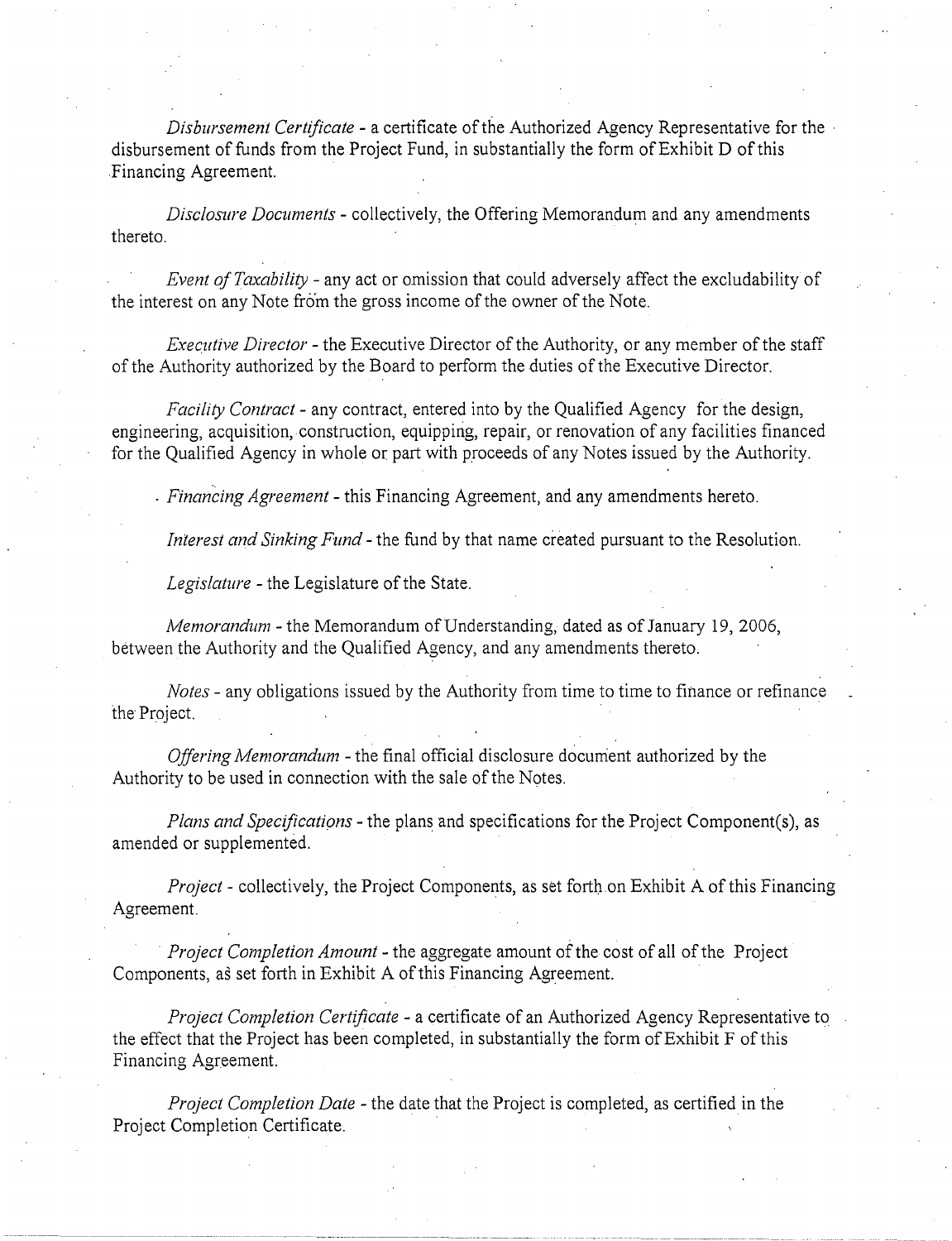*Disbursement Certificate* - a certificate of the Authorized Agency Representative for the disbursement of funds from the Project Fund, in substantially the form of Exhibit D of this Financing Agreement.

*Disclosure Documents* - collectively, the Offering Memorandum and any amendments thereto.

*Event of Taxability* - any act or omission that could adversely affect the excludability of the interest on any Note from the gross income of the owner of the Note.

*Executive Director* - the Executive Director of the Authority, or any member of the staff of the Authority authorized by the Board to perform the duties of the Executive Director.

*Facility Contract* - any contract, entered into by the Qualified Agency for the design, engineering, acquisition, construction, equipping, repair, or renovation of any facilities financed for the Qualified Agency in whole or part with proceeds of any Notes issued by the Authority.

*Financing Agreement* - this Financing Agreement, and any amendments hereto.

*Interest and Sinking Fund* - the fund by that name created pursuant to the Resolution.

*Legislature* - the Legislature of the State.

*Memorandum* - the Memorandum of Understanding, dated as of January 19, 2006, between the Authority and the Qualified Agency, and any amendments thereto.

*Notes* - any obligations issued by the Authority from time to time to finance or refinance the Project.

*Offering Memorandum* - the final official disclosure document authorized by the Authority to be used in connection with the sale of the Notes.

*Plans and Specifications* - the plans and specifications for the Project Component(s), as amended or supplemented.

*Project* - collectively, the Project Components, as set forth on Exhibit A of this Financing Agreement.

*Project Completion Amount* - the aggregate amount of the cost of all of the Project Components, as set forth in Exhibit A of this Financing Agreement.

*Project Completion Certificate* - a certificate of an Authorized Agency Representative to the effect that the Project has been completed, in substantially the form of Exhibit F of this Financing Agreement.

*Project Completion Date* - the date that the Project is completed, as certified in the Project Completion Certificate.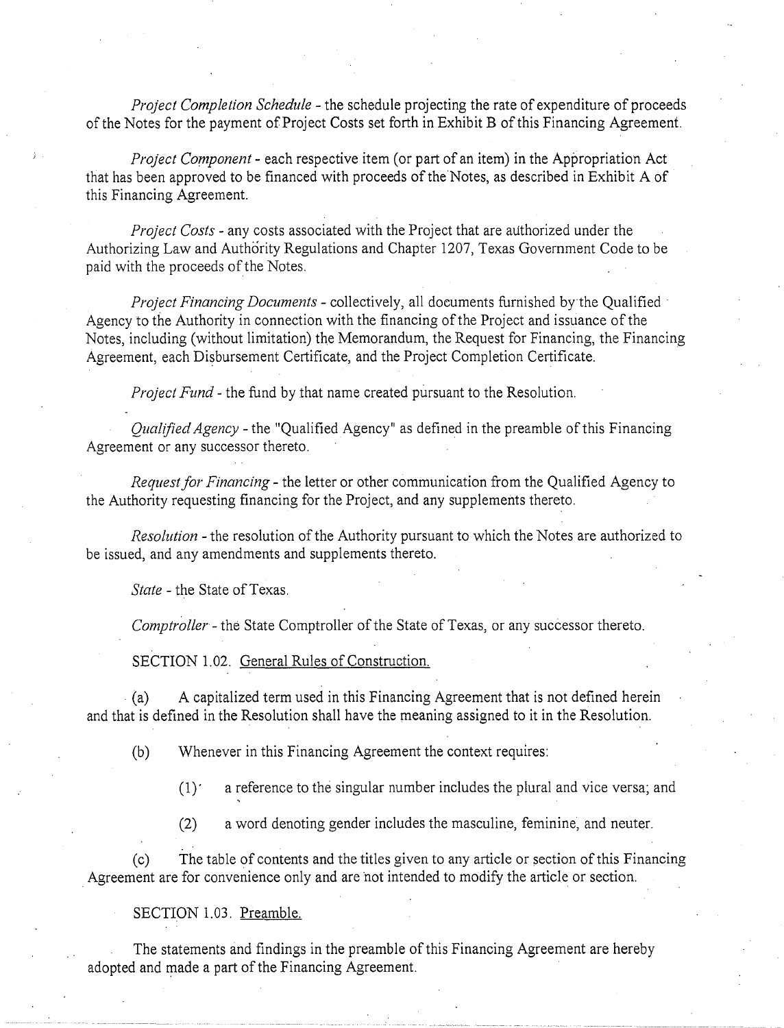*Project Completion Schedule* - the schedule projecting the rate of expenditure of proceeds of the Notes for the payment of Project Costs set forth in Exhibit B of this Financing Agreement.

*Project Component* - each respective item (or part of an item) in the Appropriation Act that has been approved to be financed with proceeds of the Notes, as described in Exhibit A of this Financing Agreement.

*Project Costs* - any costs associated with the Project that are authorized under the Authorizing Law and Authority Regulations and Chapter 1207, Texas Government Code to be paid with the proceeds of the Notes.

*Project Financing Documents* - collectively, all documents furnished by the Qualified Agency to the Authority in connection with the financing of the Project and issuance of the Notes, including (without limitation) the Memorandum, the Request for Financing, the Financing Agreement, each Disbursement Certificate, and the Project Completion Certificate.

*Project Fund* - the fund by that name created pursuant to the Resolution.

*Qualified Agency* - the "Qualified Agency" as defined in the preamble of this Financing Agreement or any successor thereto.

*Request for Financing* - the letter or other communication from the Qualified Agency to the Authority requesting financing for the Project, and any supplements thereto.

*Resolution* - the resolution of the Authority pursuant to which the Notes are authorized to be issued, and any amendments and supplements thereto.

*State* - the State of Texas.

*Comptroller* - the State Comptroller of the State of Texas, or any successor thereto.

SECTION 1.02. General Rules of Construction.

(a) A capitalized term used in this Financing Agreement that is not defined herein and that is defined in the Resolution shall have the meaning assigned to it in the Resolution.

(b) Whenever in this Financing Agreement the context requires:

(1) a reference to the singular number includes the plural and vice versa; and

(2) a word denoting gender includes the masculine, feminine, and neuter.

(c) The table of contents and the titles given to any article or section of this Financing Agreement are for convenience only and are not intended to modify the article or section.

SECTION 1.03. Preamble.

The statements and findings in the preamble of this Financing Agreement are hereby adopted and made a part of the Financing Agreement.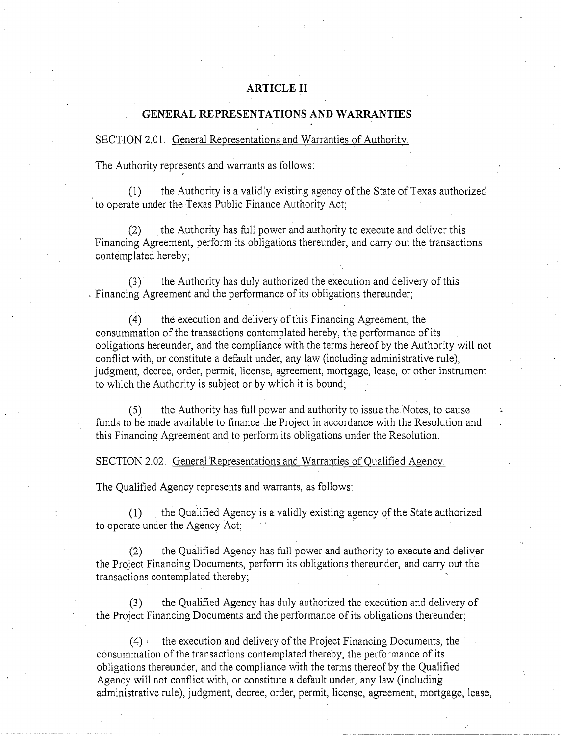# ARTICLE II

## GENERAL REPRESENTATIONS AND WARRANTIES

SECTION 2.01. General Representations and Warranties of Authority.

The Authority represents and warrants as follows:

(1) the Authority is a validly existing agency of the State of Texas authorized to operate under the Texas Public Finance Authority Act;

(2) the Authority has full power and authority to execute and deliver this Financing Agreement, perform its obligations thereunder, and carry out the transactions contemplated hereby;

(3) the Authority has duly authorized the execution and delivery of this Financing Agreement and the performance of its obligations thereunder;

(4) the execution and delivery of this Financing Agreement, the consummation of the transactions contemplated hereby, the performance of its obligations hereunder, and the compliance with the terms hereof by the Authority will not conflict with, or constitute a default under, any law (including administrative rule), judgment, decree, order, permit, license, agreement, mortgage, lease, or other instrument to which the Authority is subject or by which it is bound;

(5) the Authority has full power and authority to issue the Notes, to cause funds to be made available to finance the Project in accordance with the Resolution and this Financing Agreement and to perform its obligations under the Resolution.

SECTION 2.02. General Representations and Warranties of Qualified Agency.

The Qualified Agency represents and warrants, as follows:

(1) the Qualified Agency is a validly existing agency of the State authorized to operate under the Agency Act;

(2) the Qualified Agency has full power and authority to execute and deliver the Project Financing Documents, perform its obligations thereunder, and carry out the transactions contemplated thereby;

(3) the Qualified Agency has duly authorized the execution and delivery of the Project Financing Documents and the performance of its obligations thereunder;

(4) the execution and delivery of the Project Financing Documents, the consummation of the transactions contemplated thereby, the performance of its obligations thereunder, and the compliance with the terms thereof by the Qualified Agency will not conflict with, or constitute a default under, any law (including administrative rule), judgment, decree, order, permit, license, agreement, mortgage, lease,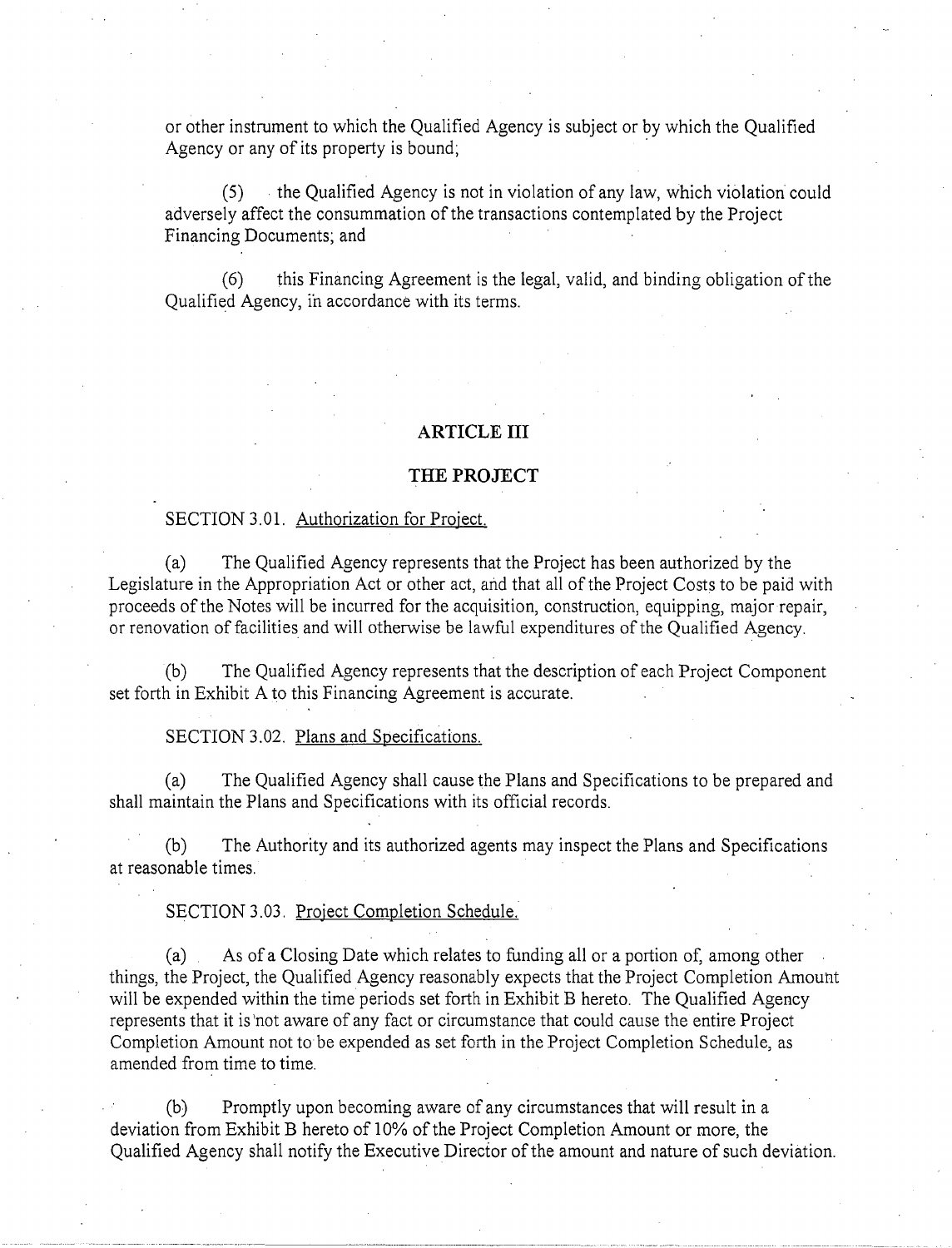or other instrument to which the Qualified Agency is subject or by which the Qualified Agency or any of its property is bound;

(5) the Qualified Agency is not in violation of any law, which violation could adversely affect the consummation of the transactions contemplated by the Project Financing Documents; and

(6) this Financing Agreement is the legal, valid, and binding obligation of the Qualified Agency, in accordance with its terms.

## ARTICLE III

## THE PROJECT

SECTION 3.01. Authorization for Project.

(a) The Qualified Agency represents that the Project has been authorized by the Legislature in the Appropriation Act or other act, and that all of the Project Costs to be paid with proceeds of the Notes will be incurred for the acquisition, construction, equipping, major repair, or renovation of facilities and will otherwise be lawful expenditures of the Qualified Agency.

(b) The Qualified Agency represents that the description of each Project Component set forth in Exhibit A to this Financing Agreement is accurate.

SECTION 3.02. Plans and Specifications.

(a) The Qualified Agency shall cause the Plans and Specifications to be prepared and shall maintain the Plans and Specifications with its official records.

(b) The Authority and its authorized agents may inspect the Plans and Specifications at reasonable times.

SECTION 3.03. Project Completion Schedule.

(a) As of a Closing Date which relates to funding all or a portion of, among other things, the Project, the Qualified Agency reasonably expects that the Project Completion Amount will be expended within the time periods set forth in Exhibit B hereto. The Qualified Agency represents that it is not aware of any fact or circumstance that could cause the entire Project Completion Amount not to be expended as set forth in the Project Completion Schedule, as amended from time to time.

(b) Promptly upon becoming aware of any circumstances that will result in a deviation from Exhibit B hereto of 10% of the Project Completion Amount or more, the Qualified Agency shall notify the Executive Director of the amount and nature of such deviation.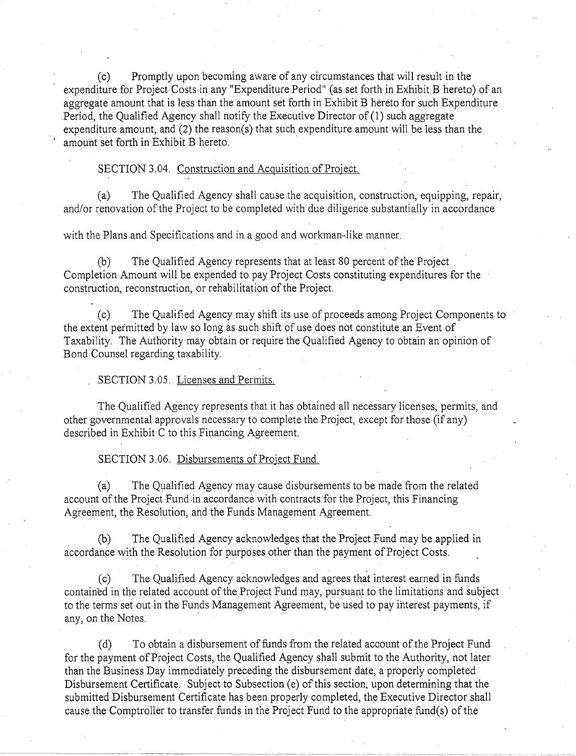(c) Promptly upon becoming aware of any circumstances that will result in the expenditure for Project Costs in any "Expenditure Period" (as set forth in Exhibit B hereto) of an aggregate amount that is less than the amount set forth in Exhibit B hereto for such Expenditure Period, the Qualified Agency shall notify the Executive Director of (1) such aggregate expenditure amount, and (2) the reason(s) that such expenditure amount will be less than the amount set forth in Exhibit B hereto.

SECTION 3.04. Construction and Acquisition of Project.

(a) The Qualified Agency shall cause the acquisition, construction, equipping, repair, and/or renovation of the Project to be completed with due diligence substantially in accordance with the Plans and Specifications and in a good and workman-like manner.

(b) The Qualified Agency represents that at least 80 percent of the Project Completion Amount will be expended to pay Project Costs constituting expenditures for the construction, reconstruction, or rehabilitation of the Project.

(c) The Qualified Agency may shift its use of proceeds among Project Components to the extent permitted by law so long as such shift of use does not constitute an Event of Taxability. The Authority may obtain or require the Qualified Agency to obtain an opinion of Bond Counsel regarding taxability.

SECTION 3.05. Licenses and Permits.

The Qualified Agency represents that it has obtained all necessary licenses, permits, and other governmental approvals necessary to complete the Project, except for those (if any) described in Exhibit C to this Financing Agreement.

SECTION 3.06. Disbursements of Project Fund.

(a) The Qualified Agency may cause disbursements to be made from the related account of the Project Fund in accordance with contracts for the Project, this Financing Agreement, the Resolution, and the Funds Management Agreement.

(b) The Qualified Agency acknowledges that the Project Fund may be applied in accordance with the Resolution for purposes other than the payment of Project Costs.

(c) The Qualified Agency acknowledges and agrees that interest earned in funds contained in the related account of the Project Fund may, pursuant to the limitations and subject to the terms set out in the Funds Management Agreement, be used to pay interest payments, if any, on the Notes.

(d) To obtain a disbursement of funds from the related account of the Project Fund for the payment of Project Costs, the Qualified Agency shall submit to the Authority, not later than the Business Day immediately preceding the disbursement date, a properly completed Disbursement Certificate. Subject to Subsection (e) of this section, upon determining that the submitted Disbursement Certificate has been properly completed, the Executive Director shall cause the Comptroller to transfer funds in the Project Fund to the appropriate fund(s) of the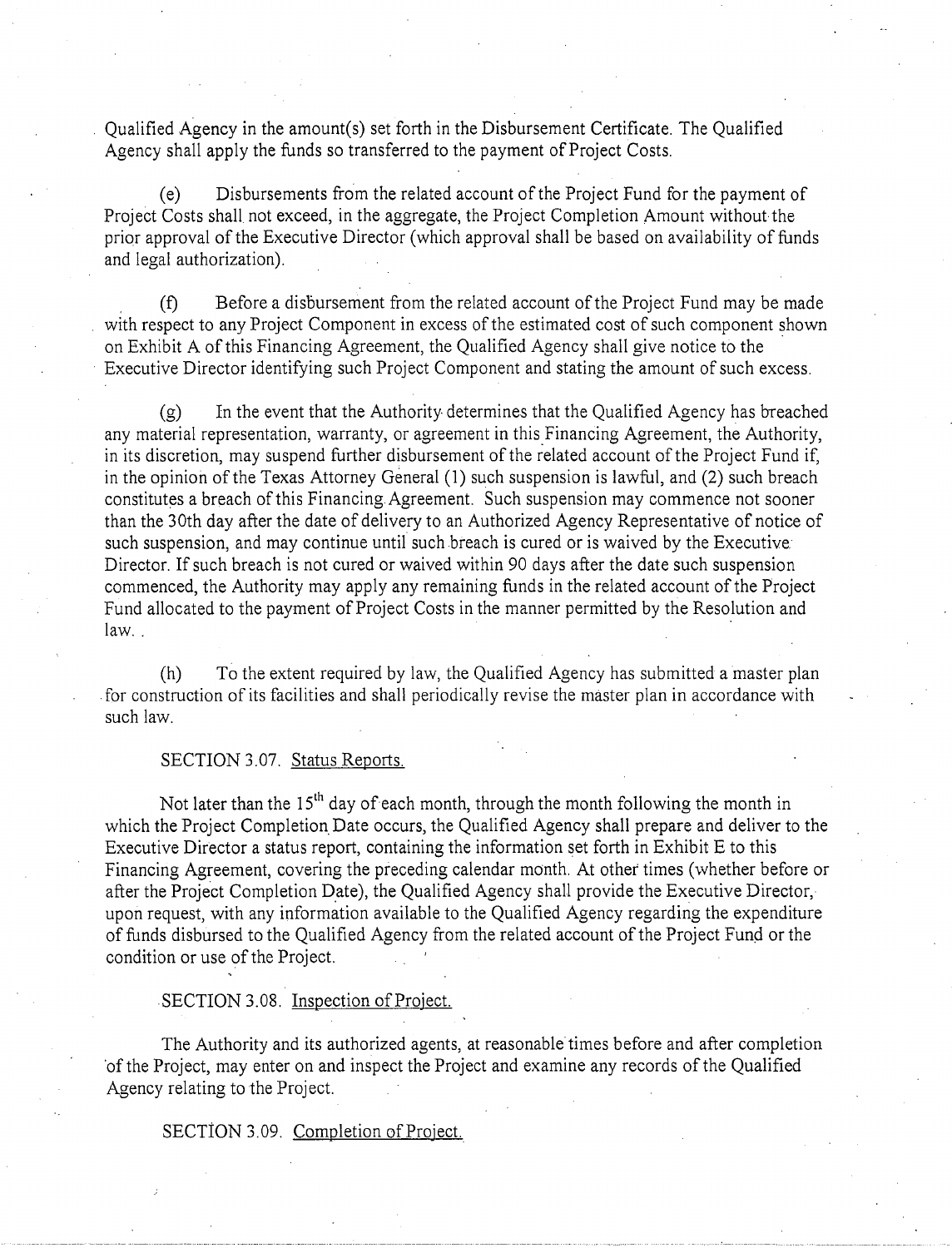Qualified Agency in the amount(s) set forth in the Disbursement Certificate. The Qualified Agency shall apply the funds so transferred to the payment of Project Costs.

(e) Disbursements from the related account of the Project Fund for the payment of Project Costs shall not exceed, in the aggregate, the Project Completion Amount without the prior approval of the Executive Director (which approval shall be based on availability of funds and legal authorization).

(f) Before a disbursement from the related account of the Project Fund may be made with respect to any Project Component in excess of the estimated cost of such component shown on Exhibit A of this Financing Agreement, the Qualified Agency shall give notice to the Executive Director identifying such Project Component and stating the amount of such excess.

(g) In the event that the Authority determines that the Qualified Agency has breached any material representation, warranty, or agreement in this Financing Agreement, the Authority, in its discretion, may suspend further disbursement of the related account of the Project Fund if, in the opinion of the Texas Attorney General (1) such suspension is lawful, and (2) such breach constitutes a breach of this Financing Agreement. Such suspension may commence not sooner than the 30th day after the date of delivery to an Authorized Agency Representative of notice of such suspension, and may continue until such breach is cured or is waived by the Executive Director. If such breach is not cured or waived within 90 days after the date such suspension commenced, the Authority may apply any remaining funds in the related account of the Project Fund allocated to the payment of Project Costs in the manner permitted by the Resolution and law. .

(h) To the extent required by law, the Qualified Agency has submitted a master plan for construction of its facilities and shall periodically revise the master plan in accordance with such law.

SECTION 3.07. Status Reports.

Not later than the 15th day of each month, through the month following the month in which the Project Completion Date occurs, the Qualified Agency shall prepare and deliver to the Executive Director a status report, containing the information set forth in Exhibit E to this Financing Agreement, covering the preceding calendar month. At other times (whether before or after the Project Completion Date), the Qualified Agency shall provide the Executive Director, upon request, with any information available to the Qualified Agency regarding the expenditure of funds disbursed to the Qualified Agency from the related account of the Project Fund or the condition or use of the Project.

SECTION 3.08. Inspection of Project.

The Authority and its authorized agents, at reasonable times before and after completion of the Project, may enter on and inspect the Project and examine any records of the Qualified Agency relating to the Project.

SECTION 3.09. Completion of Project.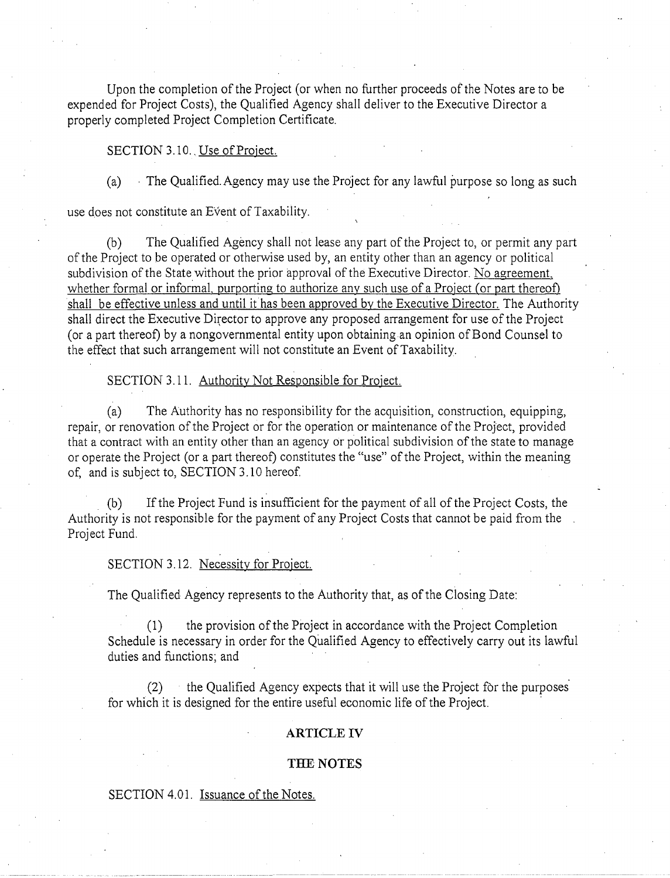Upon the completion of the Project (or when no further proceeds of the Notes are to be expended for Project Costs), the Qualified Agency shall deliver to the Executive Director a properly completed Project Completion Certificate.

SECTION 3.10. Use of Project.

(a) The Qualified Agency may use the Project for any lawful purpose so long as such use does not constitute an Event of Taxability.

(b) The Qualified Agency shall not lease any part of the Project to, or permit any part of the Project to be operated or otherwise used by, an entity other than an agency or political subdivision of the State without the prior approval of the Executive Director. No agreement, whether formal or informal, purporting to authorize any such use of a Project (or part thereof) shall be effective unless and until it has been approved by the Executive Director. The Authority shall direct the Executive Director to approve any proposed arrangement for use of the Project (or a part thereof) by a nongovernmental entity upon obtaining an opinion of Bond Counsel to the effect that such arrangement will not constitute an Event of Taxability.

SECTION 3.11. Authority Not Responsible for Project.

(a) The Authority has no responsibility for the acquisition, construction, equipping, repair, or renovation of the Project or for the operation or maintenance of the Project, provided that a contract with an entity other than an agency or political subdivision of the state to manage or operate the Project (or a part thereof) constitutes the "use" of the Project, within the meaning of, and is subject to, SECTION 3.10 hereof.

(b) If the Project Fund is insufficient for the payment of all of the Project Costs, the Authority is not responsible for the payment of any Project Costs that cannot be paid from the Project Fund.

SECTION 3.12. Necessity for Project.

The Qualified Agency represents to the Authority that, as of the Closing Date:

(1) the provision of the Project in accordance with the Project Completion Schedule is necessary in order for the Qualified Agency to effectively carry out its lawful duties and functions; and

(2) the Qualified Agency expects that it will use the Project for the purposes for which it is designed for the entire useful economic life of the Project.

## ARTICLE IV

## THE NOTES

SECTION 4.01. Issuance of the Notes.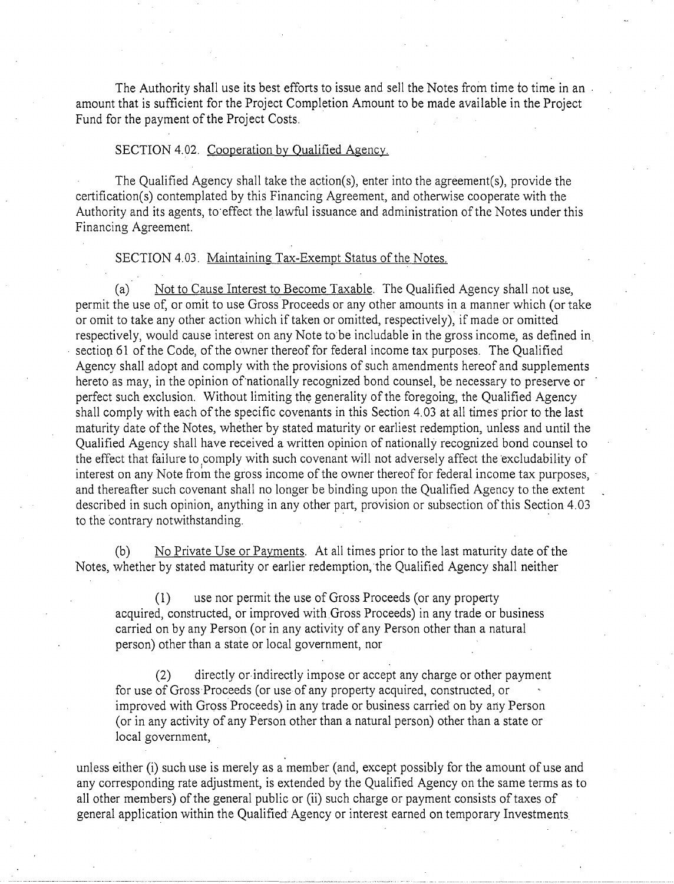The Authority shall use its best efforts to issue and sell the Notes from time to time in an amount that is sufficient for the Project Completion Amount to be made available in the Project Fund for the payment of the Project Costs.

SECTION 4.02. Cooperation by Qualified Agency.

The Qualified Agency shall take the action(s), enter into the agreement(s), provide the certification(s) contemplated by this Financing Agreement, and otherwise cooperate with the Authority and its agents, to effect the lawful issuance and administration of the Notes under this Financing Agreement.

SECTION 4.03. Maintaining Tax-Exempt Status of the Notes.

(a) Not to Cause Interest to Become Taxable. The Qualified Agency shall not use, permit the use of, or omit to use Gross Proceeds or any other amounts in a manner which (or take or omit to take any other action which if taken or omitted, respectively), if made or omitted respectively, would cause interest on any Note to be includable in the gross income, as defined in section 61 of the Code, of the owner thereof for federal income tax purposes. The Qualified Agency shall adopt and comply with the provisions of such amendments hereof and supplements hereto as may, in the opinion of nationally recognized bond counsel, be necessary to preserve or perfect such exclusion. Without limiting the generality of the foregoing, the Qualified Agency shall comply with each of the specific covenants in this Section 4.03 at all times prior to the last maturity date of the Notes, whether by stated maturity or earliest redemption, unless and until the Qualified Agency shall have received a written opinion of nationally recognized bond counsel to the effect that failure to comply with such covenant will not adversely affect the excludability of interest on any Note from the gross income of the owner thereof for federal income tax purposes, and thereafter such covenant shall no longer be binding upon the Qualified Agency to the extent described in such opinion, anything in any other part, provision or subsection of this Section 4.03 to the contrary notwithstanding.

(b) No Private Use or Payments. At all times prior to the last maturity date of the Notes, whether by stated maturity or earlier redemption, the Qualified Agency shall neither

> (1) use nor permit the use of Gross Proceeds (or any property acquired, constructed, or improved with Gross Proceeds) in any trade or business carried on by any Person (or in any activity of any Person other than a natural person) other than a state or local government, nor
>
> (2) directly or indirectly impose or accept any charge or other payment for use of Gross Proceeds (or use of any property acquired, constructed, or improved with Gross Proceeds) in any trade or business carried on by any Person (or in any activity of any Person other than a natural person) other than a state or local government,

unless either (i) such use is merely as a member (and, except possibly for the amount of use and any corresponding rate adjustment, is extended by the Qualified Agency on the same terms as to all other members) of the general public or (ii) such charge or payment consists of taxes of general application within the Qualified Agency or interest earned on temporary Investments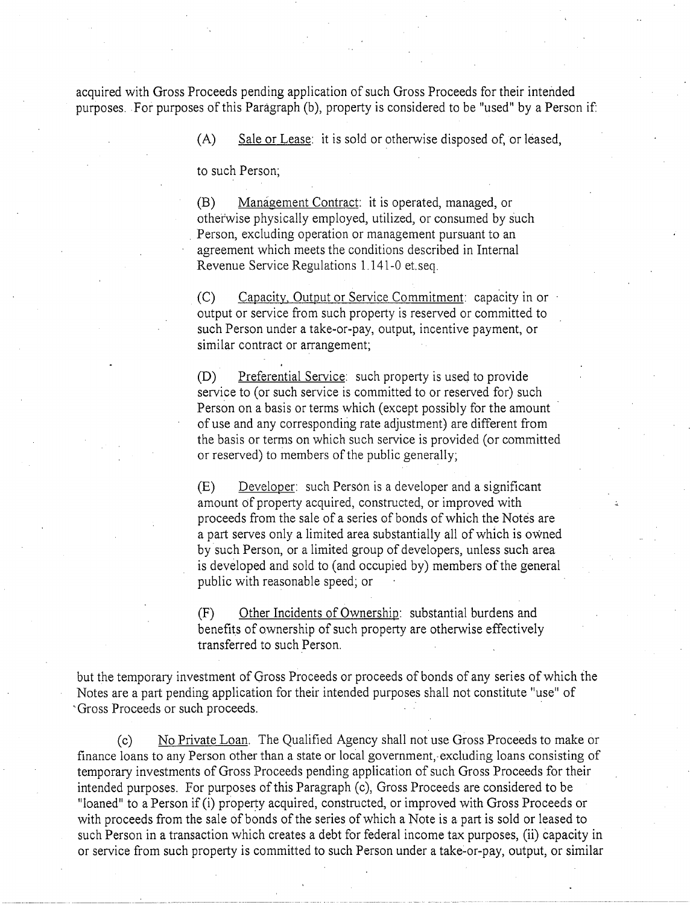acquired with Gross Proceeds pending application of such Gross Proceeds for their intended purposes. For purposes of this Paragraph (b), property is considered to be "used" by a Person if:

> (A) Sale or Lease: it is sold or otherwise disposed of, or leased,
>
> to such Person;
>
> (B) Management Contract: it is operated, managed, or otherwise physically employed, utilized, or consumed by such Person, excluding operation or management pursuant to an agreement which meets the conditions described in Internal Revenue Service Regulations 1.141-0 et.seq.
>
> (C) Capacity, Output or Service Commitment: capacity in or output or service from such property is reserved or committed to such Person under a take-or-pay, output, incentive payment, or similar contract or arrangement;
>
> (D) Preferential Service: such property is used to provide service to (or such service is committed to or reserved for) such Person on a basis or terms which (except possibly for the amount of use and any corresponding rate adjustment) are different from the basis or terms on which such service is provided (or committed or reserved) to members of the public generally;
>
> (E) Developer: such Person is a developer and a significant amount of property acquired, constructed, or improved with proceeds from the sale of a series of bonds of which the Notes are a part serves only a limited area substantially all of which is owned by such Person, or a limited group of developers, unless such area is developed and sold to (and occupied by) members of the general public with reasonable speed; or
>
> (F) Other Incidents of Ownership: substantial burdens and benefits of ownership of such property are otherwise effectively transferred to such Person.

but the temporary investment of Gross Proceeds or proceeds of bonds of any series of which the Notes are a part pending application for their intended purposes shall not constitute "use" of Gross Proceeds or such proceeds.

(c) No Private Loan. The Qualified Agency shall not use Gross Proceeds to make or finance loans to any Person other than a state or local government, excluding loans consisting of temporary investments of Gross Proceeds pending application of such Gross Proceeds for their intended purposes. For purposes of this Paragraph (c), Gross Proceeds are considered to be "loaned" to a Person if (i) property acquired, constructed, or improved with Gross Proceeds or with proceeds from the sale of bonds of the series of which a Note is a part is sold or leased to such Person in a transaction which creates a debt for federal income tax purposes, (ii) capacity in or service from such property is committed to such Person under a take-or-pay, output, or similar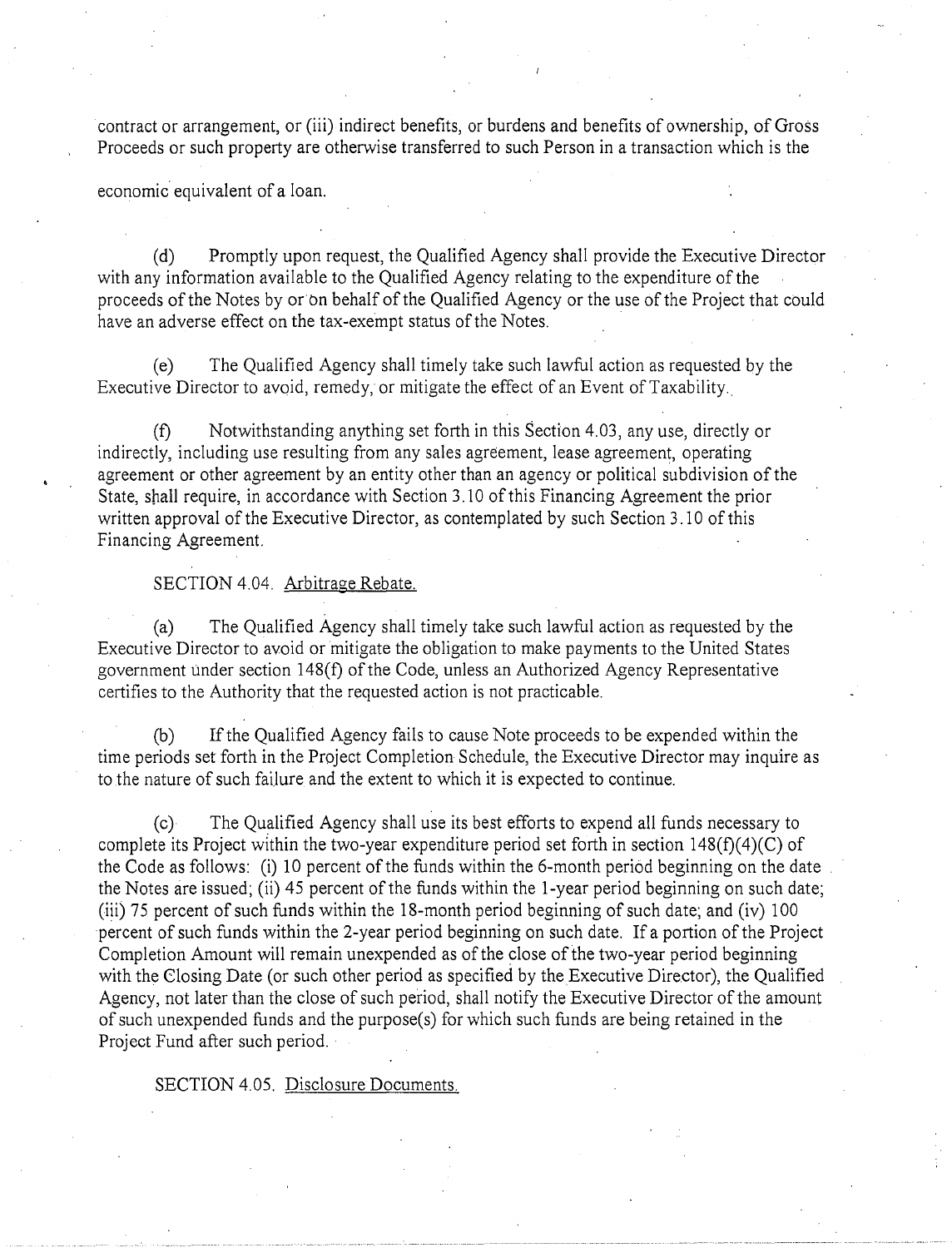contract or arrangement, or (iii) indirect benefits, or burdens and benefits of ownership, of Gross Proceeds or such property are otherwise transferred to such Person in a transaction which is the economic equivalent of a loan.

(d) Promptly upon request, the Qualified Agency shall provide the Executive Director with any information available to the Qualified Agency relating to the expenditure of the proceeds of the Notes by or on behalf of the Qualified Agency or the use of the Project that could have an adverse effect on the tax-exempt status of the Notes.

(e) The Qualified Agency shall timely take such lawful action as requested by the Executive Director to avoid, remedy, or mitigate the effect of an Event of Taxability.

(f) Notwithstanding anything set forth in this Section 4.03, any use, directly or indirectly, including use resulting from any sales agreement, lease agreement, operating agreement or other agreement by an entity other than an agency or political subdivision of the State, shall require, in accordance with Section 3.10 of this Financing Agreement the prior written approval of the Executive Director, as contemplated by such Section 3.10 of this Financing Agreement.

SECTION 4.04. Arbitrage Rebate.

(a) The Qualified Agency shall timely take such lawful action as requested by the Executive Director to avoid or mitigate the obligation to make payments to the United States government under section 148(f) of the Code, unless an Authorized Agency Representative certifies to the Authority that the requested action is not practicable.

(b) If the Qualified Agency fails to cause Note proceeds to be expended within the time periods set forth in the Project Completion Schedule, the Executive Director may inquire as to the nature of such failure and the extent to which it is expected to continue.

(c) The Qualified Agency shall use its best efforts to expend all funds necessary to complete its Project within the two-year expenditure period set forth in section 148(f)(4)(C) of the Code as follows: (i) 10 percent of the funds within the 6-month period beginning on the date the Notes are issued; (ii) 45 percent of the funds within the 1-year period beginning on such date; (iii) 75 percent of such funds within the 18-month period beginning of such date; and (iv) 100 percent of such funds within the 2-year period beginning on such date. If a portion of the Project Completion Amount will remain unexpended as of the close of the two-year period beginning with the Closing Date (or such other period as specified by the Executive Director), the Qualified Agency, not later than the close of such period, shall notify the Executive Director of the amount of such unexpended funds and the purpose(s) for which such funds are being retained in the Project Fund after such period.

SECTION 4.05. Disclosure Documents.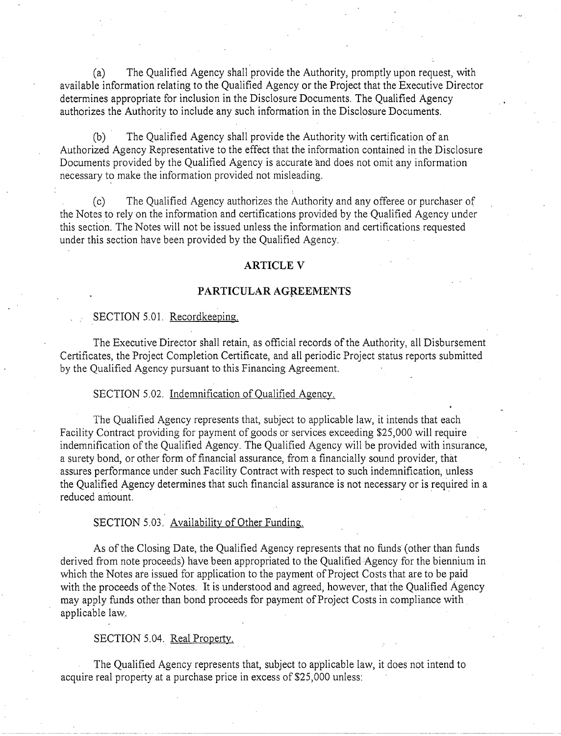(a) The Qualified Agency shall provide the Authority, promptly upon request, with available information relating to the Qualified Agency or the Project that the Executive Director determines appropriate for inclusion in the Disclosure Documents. The Qualified Agency authorizes the Authority to include any such information in the Disclosure Documents.

(b) The Qualified Agency shall provide the Authority with certification of an Authorized Agency Representative to the effect that the information contained in the Disclosure Documents provided by the Qualified Agency is accurate and does not omit any information necessary to make the information provided not misleading.

(c) The Qualified Agency authorizes the Authority and any offeree or purchaser of the Notes to rely on the information and certifications provided by the Qualified Agency under this section. The Notes will not be issued unless the information and certifications requested under this section have been provided by the Qualified Agency.

## ARTICLE V

## PARTICULAR AGREEMENTS

SECTION 5.01. Recordkeeping.

The Executive Director shall retain, as official records of the Authority, all Disbursement Certificates, the Project Completion Certificate, and all periodic Project status reports submitted by the Qualified Agency pursuant to this Financing Agreement.

SECTION 5.02. Indemnification of Qualified Agency.

The Qualified Agency represents that, subject to applicable law, it intends that each Facility Contract providing for payment of goods or services exceeding $25,000 will require indemnification of the Qualified Agency. The Qualified Agency will be provided with insurance, a surety bond, or other form of financial assurance, from a financially sound provider, that assures performance under such Facility Contract with respect to such indemnification, unless the Qualified Agency determines that such financial assurance is not necessary or is required in a reduced amount.

SECTION 5.03. Availability of Other Funding.

As of the Closing Date, the Qualified Agency represents that no funds (other than funds derived from note proceeds) have been appropriated to the Qualified Agency for the biennium in which the Notes are issued for application to the payment of Project Costs that are to be paid with the proceeds of the Notes. It is understood and agreed, however, that the Qualified Agency may apply funds other than bond proceeds for payment of Project Costs in compliance with applicable law.

SECTION 5.04. Real Property.

The Qualified Agency represents that, subject to applicable law, it does not intend to acquire real property at a purchase price in excess of $25,000 unless: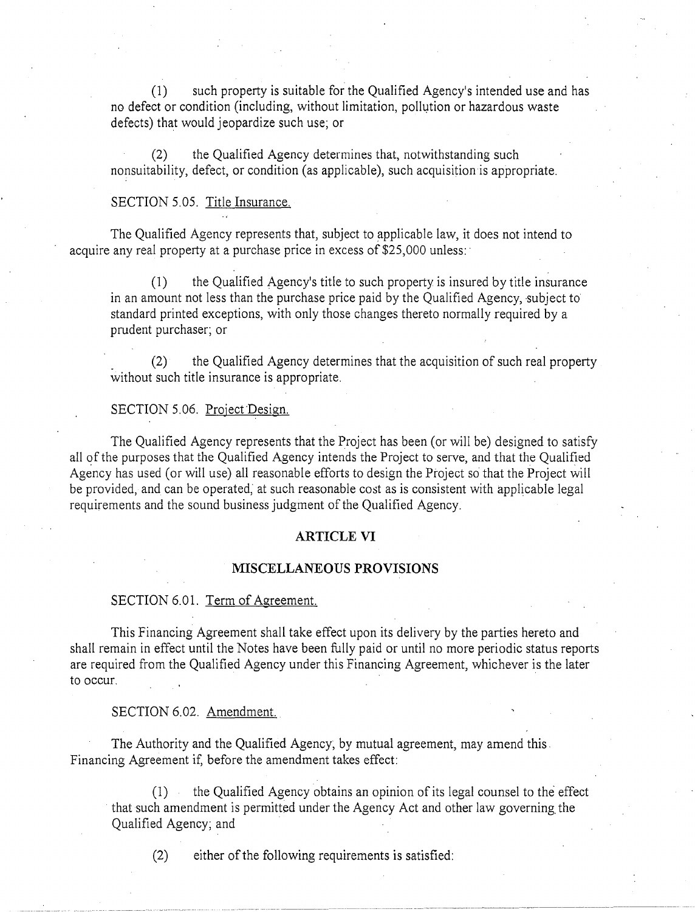(1) such property is suitable for the Qualified Agency's intended use and has no defect or condition (including, without limitation, pollution or hazardous waste defects) that would jeopardize such use; or

(2) the Qualified Agency determines that, notwithstanding such nonsuitability, defect, or condition (as applicable), such acquisition is appropriate.

SECTION 5.05. Title Insurance.

The Qualified Agency represents that, subject to applicable law, it does not intend to acquire any real property at a purchase price in excess of $25,000 unless:

(1) the Qualified Agency's title to such property is insured by title insurance in an amount not less than the purchase price paid by the Qualified Agency, subject to standard printed exceptions, with only those changes thereto normally required by a prudent purchaser; or

(2) the Qualified Agency determines that the acquisition of such real property without such title insurance is appropriate.

SECTION 5.06. Project Design.

The Qualified Agency represents that the Project has been (or will be) designed to satisfy all of the purposes that the Qualified Agency intends the Project to serve, and that the Qualified Agency has used (or will use) all reasonable efforts to design the Project so that the Project will be provided, and can be operated, at such reasonable cost as is consistent with applicable legal requirements and the sound business judgment of the Qualified Agency.

## ARTICLE VI

## MISCELLANEOUS PROVISIONS

SECTION 6.01. Term of Agreement.

This Financing Agreement shall take effect upon its delivery by the parties hereto and shall remain in effect until the Notes have been fully paid or until no more periodic status reports are required from the Qualified Agency under this Financing Agreement, whichever is the later to occur.

SECTION 6.02. Amendment.

The Authority and the Qualified Agency, by mutual agreement, may amend this Financing Agreement if, before the amendment takes effect:

(1) the Qualified Agency obtains an opinion of its legal counsel to the effect that such amendment is permitted under the Agency Act and other law governing the Qualified Agency; and

(2) either of the following requirements is satisfied: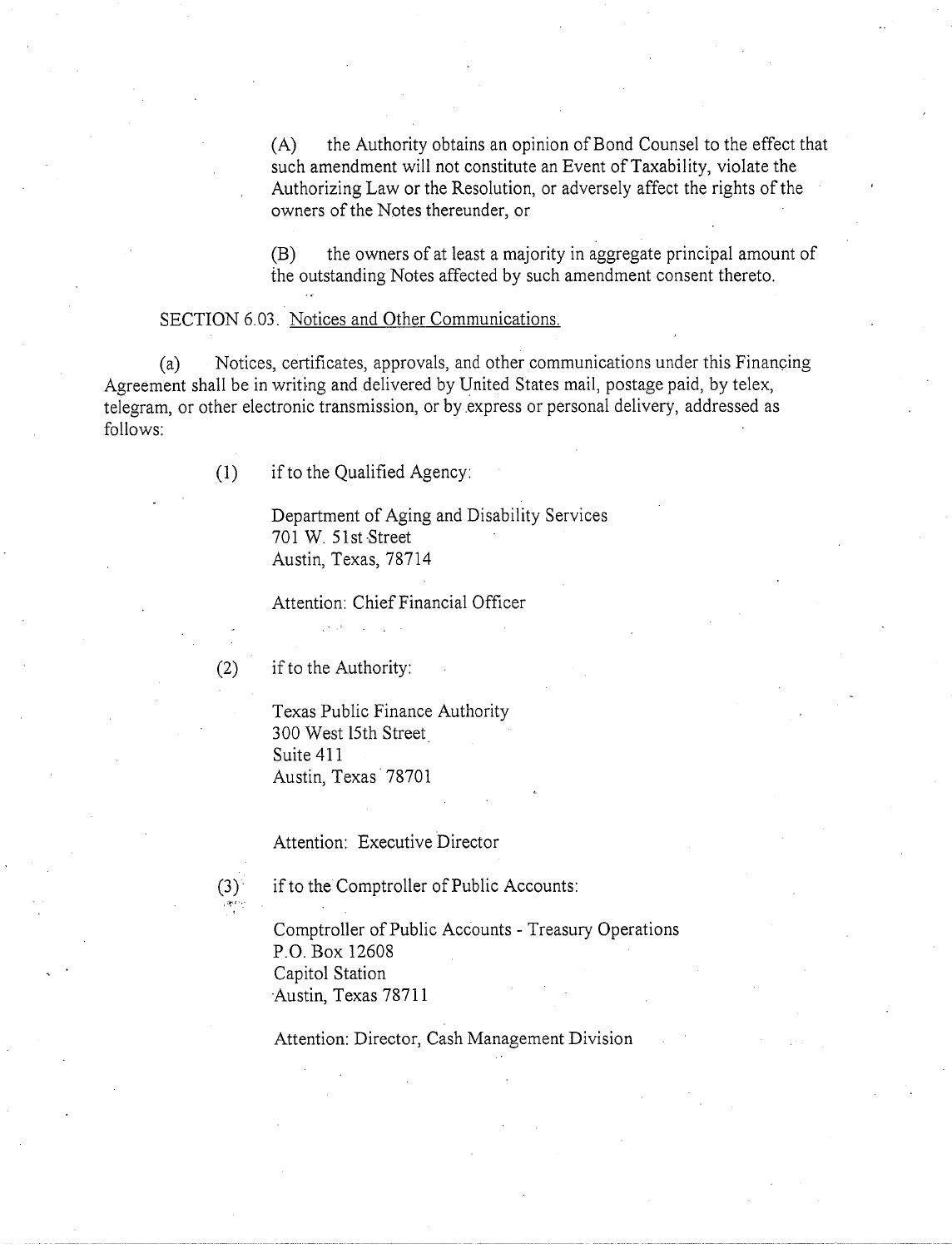(A) the Authority obtains an opinion of Bond Counsel to the effect that such amendment will not constitute an Event of Taxability, violate the Authorizing Law or the Resolution, or adversely affect the rights of the owners of the Notes thereunder, or

(B) the owners of at least a majority in aggregate principal amount of the outstanding Notes affected by such amendment consent thereto.

SECTION 6.03. Notices and Other Communications.

(a) Notices, certificates, approvals, and other communications under this Financing Agreement shall be in writing and delivered by United States mail, postage paid, by telex, telegram, or other electronic transmission, or by express or personal delivery, addressed as follows:

(1) if to the Qualified Agency:

Department of Aging and Disability Services
701 W. 51st Street
Austin, Texas, 78714

Attention: Chief Financial Officer

(2) if to the Authority:

Texas Public Finance Authority
300 West 15th Street
Suite 411
Austin, Texas 78701

Attention: Executive Director

(3) if to the Comptroller of Public Accounts:

Comptroller of Public Accounts - Treasury Operations
P.O. Box 12608
Capitol Station
Austin, Texas 78711

Attention: Director, Cash Management Division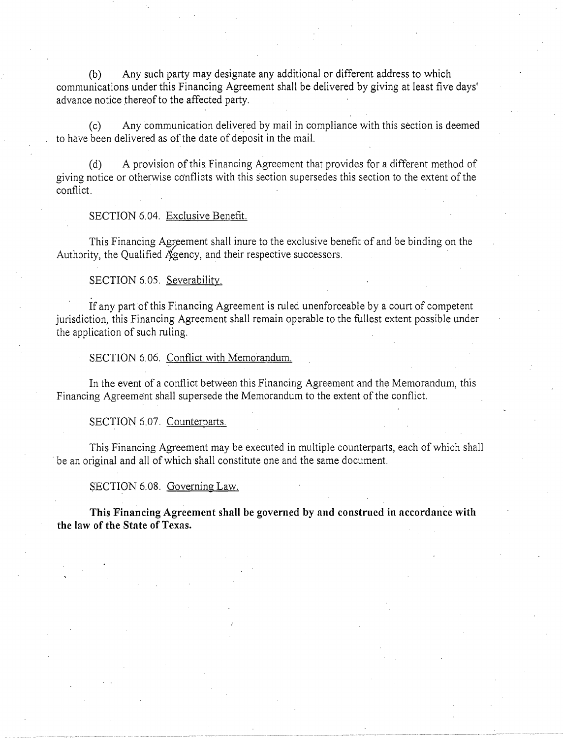(b) Any such party may designate any additional or different address to which communications under this Financing Agreement shall be delivered by giving at least five days' advance notice thereof to the affected party.

(c) Any communication delivered by mail in compliance with this section is deemed to have been delivered as of the date of deposit in the mail.

(d) A provision of this Financing Agreement that provides for a different method of giving notice or otherwise conflicts with this section supersedes this section to the extent of the conflict.

SECTION 6.04. <u>Exclusive Benefit.</u>

This Financing Agreement shall inure to the exclusive benefit of and be binding on the Authority, the Qualified Agency, and their respective successors.

SECTION 6.05. <u>Severability.</u>

If any part of this Financing Agreement is ruled unenforceable by a court of competent jurisdiction, this Financing Agreement shall remain operable to the fullest extent possible under the application of such ruling.

SECTION 6.06. <u>Conflict with Memorandum.</u>

In the event of a conflict between this Financing Agreement and the Memorandum, this Financing Agreement shall supersede the Memorandum to the extent of the conflict.

SECTION 6.07. <u>Counterparts.</u>

This Financing Agreement may be executed in multiple counterparts, each of which shall be an original and all of which shall constitute one and the same document.

SECTION 6.08. <u>Governing Law.</u>

**This Financing Agreement shall be governed by and construed in accordance with the law of the State of Texas.**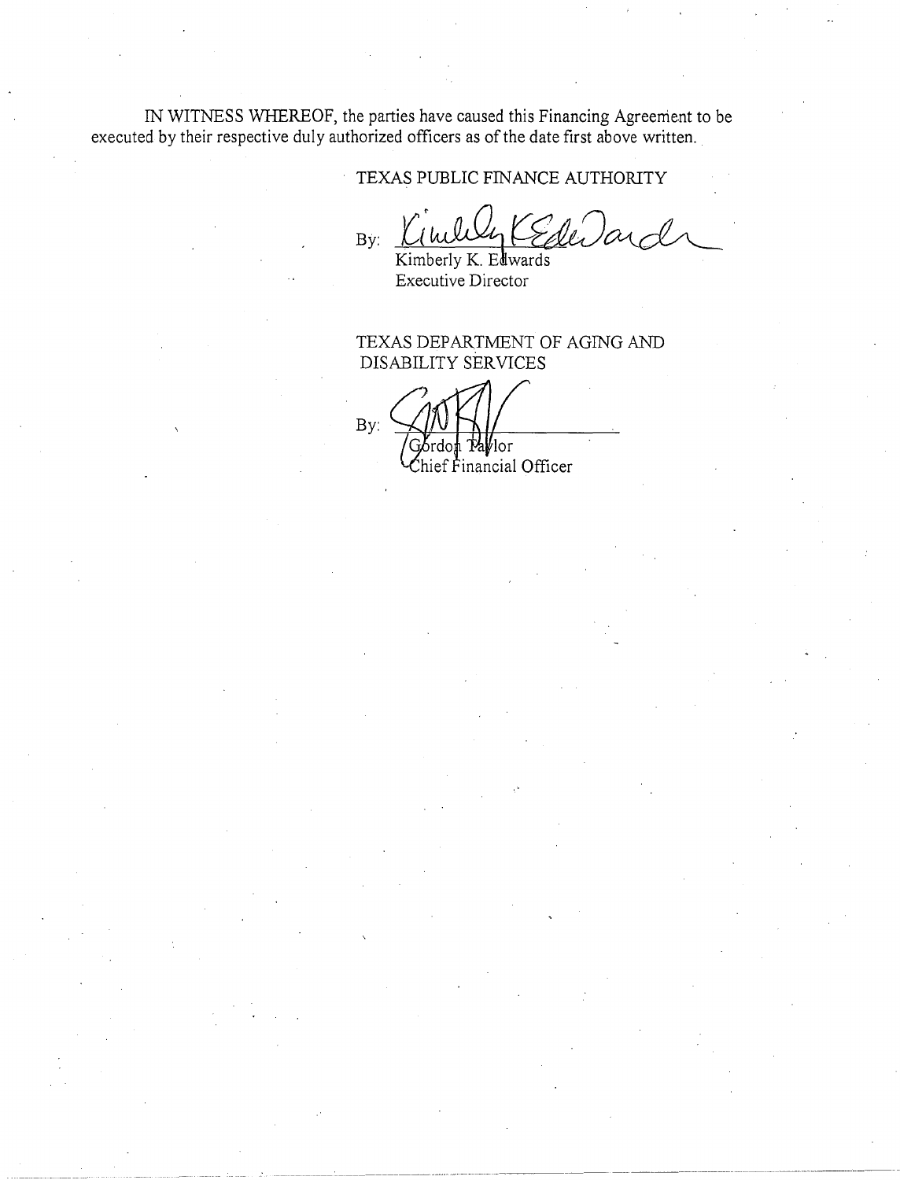IN WITNESS WHEREOF, the parties have caused this Financing Agreement to be executed by their respective duly authorized officers as of the date first above written.

TEXAS PUBLIC FINANCE AUTHORITY

By: ___________________________
Kimberly K. Edwards
Executive Director

TEXAS DEPARTMENT OF AGING AND DISABILITY SERVICES

By: ___________________________
Gordon Taylor
Chief Financial Officer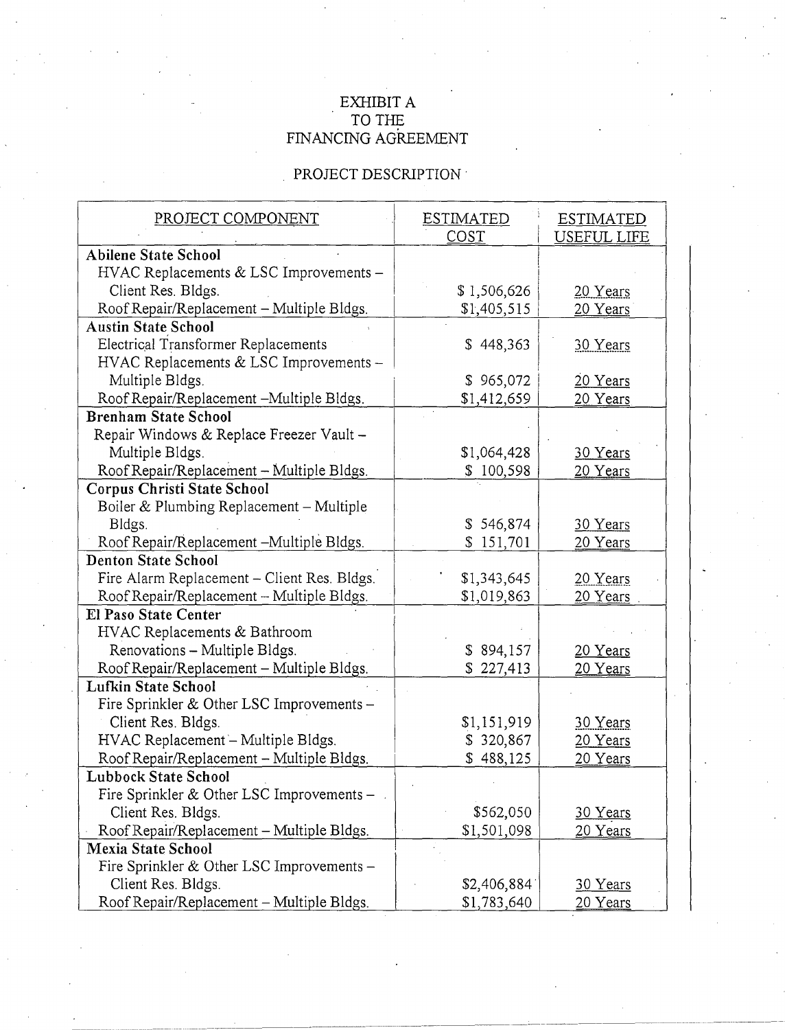# EXHIBIT A
# TO THE
# FINANCING AGREEMENT

## PROJECT DESCRIPTION

| PROJECT COMPONENT | ESTIMATED COST | ESTIMATED USEFUL LIFE |
|---|---|---|
| **Abilene State School** | | |
| HVAC Replacements & LSC Improvements – Client Res. Bldgs. | $ 1,506,626 | 20 Years |
| Roof Repair/Replacement – Multiple Bldgs. | $1,405,515 | 20 Years |
| **Austin State School** | | |
| Electrical Transformer Replacements | $ 448,363 | 30 Years |
| HVAC Replacements & LSC Improvements – Multiple Bldgs. | $ 965,072 | 20 Years |
| Roof Repair/Replacement –Multiple Bldgs. | $1,412,659 | 20 Years |
| **Brenham State School** | | |
| Repair Windows & Replace Freezer Vault – Multiple Bldgs. | $1,064,428 | 30 Years |
| Roof Repair/Replacement – Multiple Bldgs. | $ 100,598 | 20 Years |
| **Corpus Christi State School** | | |
| Boiler & Plumbing Replacement – Multiple Bldgs. | $ 546,874 | 30 Years |
| Roof Repair/Replacement –Multiple Bldgs. | $ 151,701 | 20 Years |
| **Denton State School** | | |
| Fire Alarm Replacement – Client Res. Bldgs. | $1,343,645 | 20 Years |
| Roof Repair/Replacement – Multiple Bldgs. | $1,019,863 | 20 Years |
| **El Paso State Center** | | |
| HVAC Replacements & Bathroom Renovations – Multiple Bldgs. | $ 894,157 | 20 Years |
| Roof Repair/Replacement – Multiple Bldgs. | $ 227,413 | 20 Years |
| **Lufkin State School** | | |
| Fire Sprinkler & Other LSC Improvements – Client Res. Bldgs. | $1,151,919 | 30 Years |
| HVAC Replacement – Multiple Bldgs. | $ 320,867 | 20 Years |
| Roof Repair/Replacement – Multiple Bldgs. | $ 488,125 | 20 Years |
| **Lubbock State School** | | |
| Fire Sprinkler & Other LSC Improvements – Client Res. Bldgs. | $562,050 | 30 Years |
| Roof Repair/Replacement – Multiple Bldgs. | $1,501,098 | 20 Years |
| **Mexia State School** | | |
| Fire Sprinkler & Other LSC Improvements – Client Res. Bldgs. | $2,406,884 | 30 Years |
| Roof Repair/Replacement – Multiple Bldgs. | $1,783,640 | 20 Years |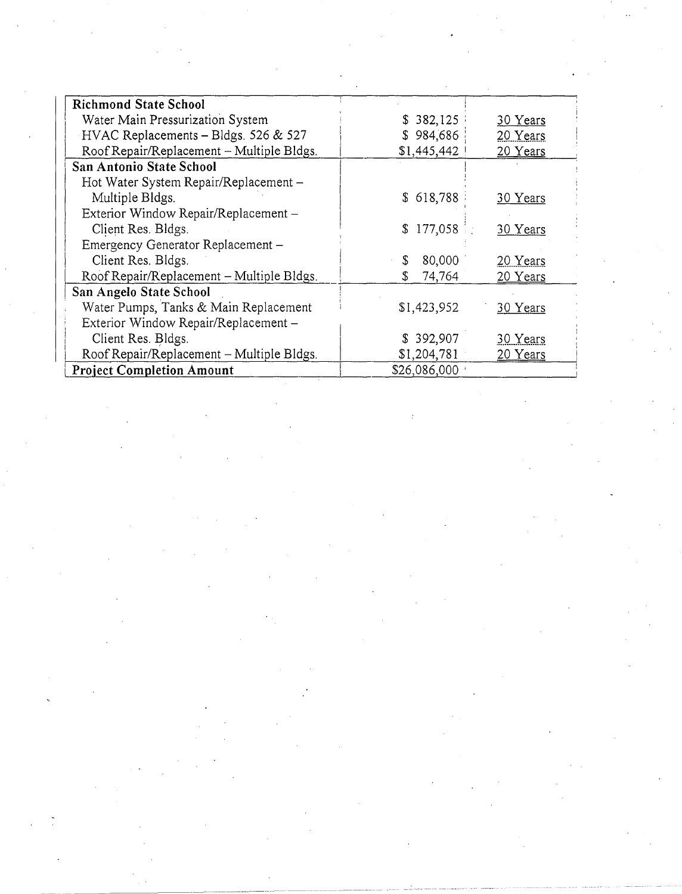| | | |
|---|---|---|
| **Richmond State School** | | |
| Water Main Pressurization System | $ 382,125 | 30 Years |
| HVAC Replacements – Bldgs. 526 & 527 | $ 984,686 | 20 Years |
| Roof Repair/Replacement – Multiple Bldgs. | $1,445,442 | 20 Years |
| **San Antonio State School** | | |
| Hot Water System Repair/Replacement – Multiple Bldgs. | $ 618,788 | 30 Years |
| Exterior Window Repair/Replacement – Client Res. Bldgs. | $ 177,058 | 30 Years |
| Emergency Generator Replacement – Client Res. Bldgs. | $ 80,000 | 20 Years |
| Roof Repair/Replacement – Multiple Bldgs. | $ 74,764 | 20 Years |
| **San Angelo State School** | | |
| Water Pumps, Tanks & Main Replacement | $1,423,952 | 30 Years |
| Exterior Window Repair/Replacement – Client Res. Bldgs. | $ 392,907 | 30 Years |
| Roof Repair/Replacement – Multiple Bldgs. | $1,204,781 | 20 Years |
| **Project Completion Amount** | $26,086,000 | |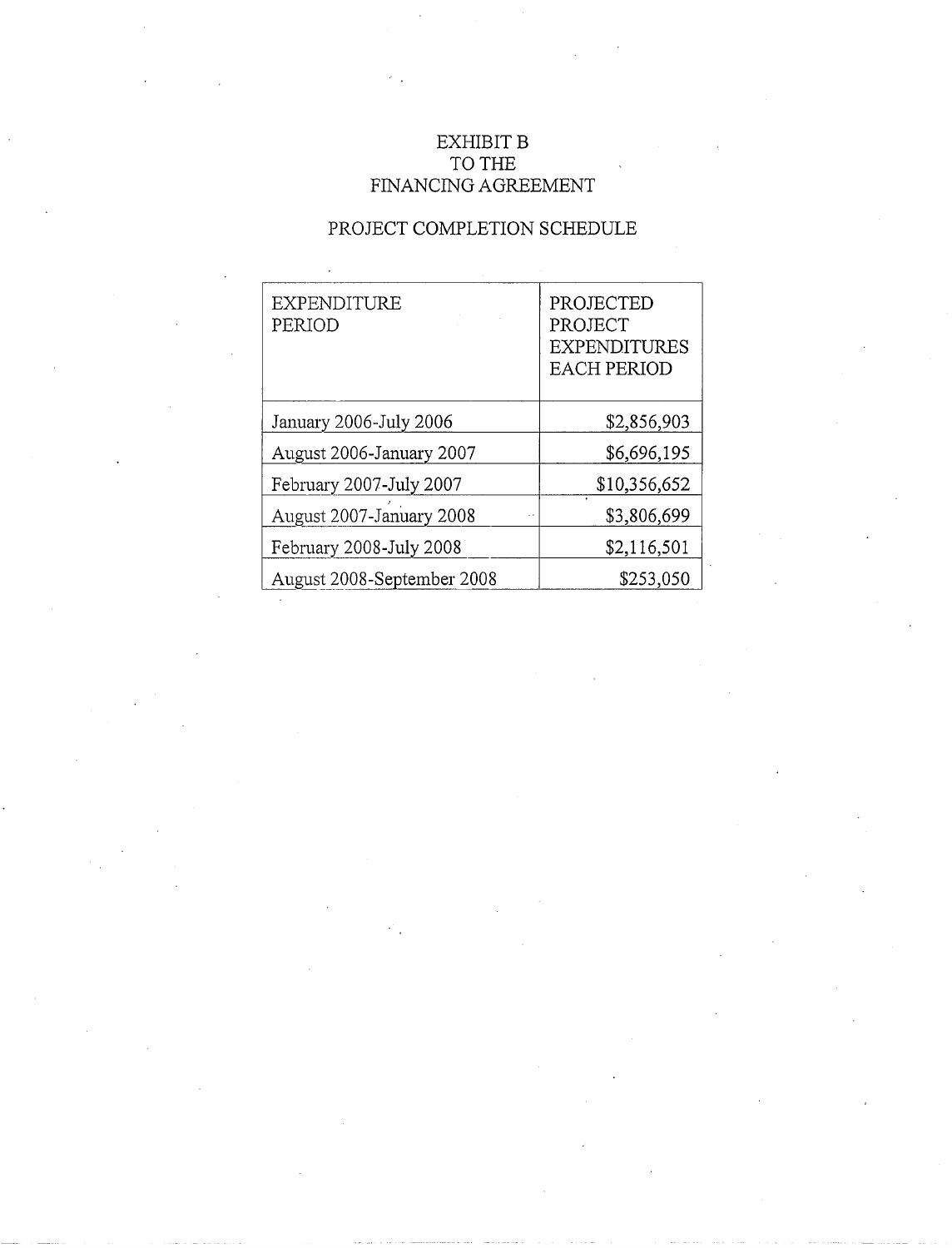# EXHIBIT B
# TO THE
# FINANCING AGREEMENT

## PROJECT COMPLETION SCHEDULE

| EXPENDITURE PERIOD | PROJECTED PROJECT EXPENDITURES EACH PERIOD |
|---|---:|
| January 2006-July 2006 | $2,856,903 |
| August 2006-January 2007 | $6,696,195 |
| February 2007-July 2007 | $10,356,652 |
| August 2007-January 2008 | $3,806,699 |
| February 2008-July 2008 | $2,116,501 |
| August 2008-September 2008 | $253,050 |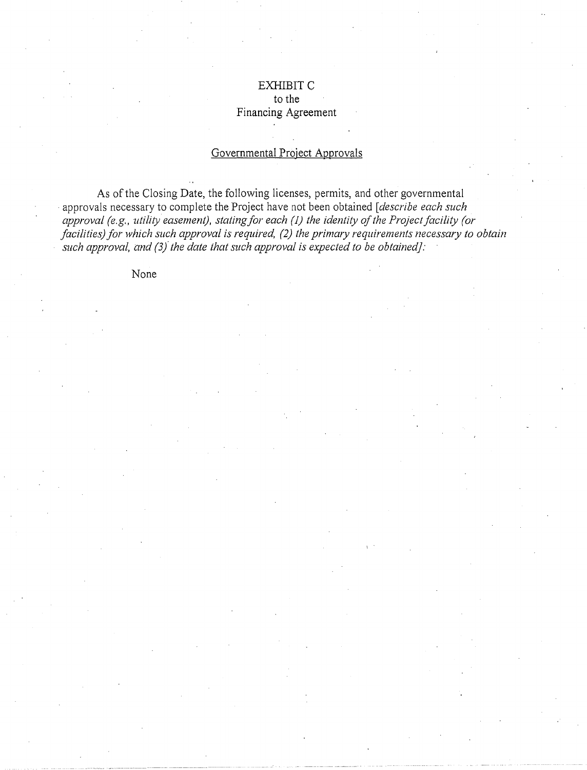# EXHIBIT C
to the
Financing Agreement

## Governmental Project Approvals

As of the Closing Date, the following licenses, permits, and other governmental approvals necessary to complete the Project have not been obtained [*describe each such approval (e.g., utility easement), stating for each (1) the identity of the Project facility (or facilities) for which such approval is required, (2) the primary requirements necessary to obtain such approval, and (3) the date that such approval is expected to be obtained*]:

None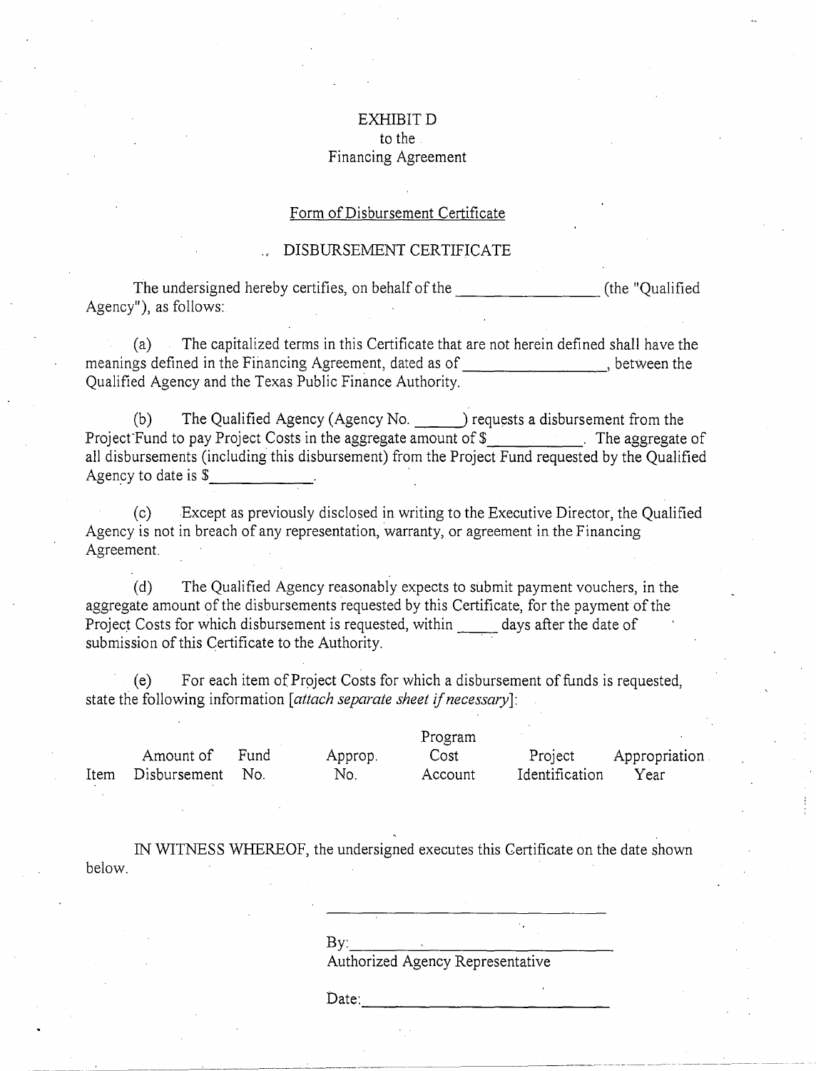# EXHIBIT D
to the
Financing Agreement

## Form of Disbursement Certificate

## DISBURSEMENT CERTIFICATE

The undersigned hereby certifies, on behalf of the _________________ (the "Qualified Agency"), as follows:

(a) The capitalized terms in this Certificate that are not herein defined shall have the meanings defined in the Financing Agreement, dated as of _________________, between the Qualified Agency and the Texas Public Finance Authority.

(b) The Qualified Agency (Agency No. ______) requests a disbursement from the Project Fund to pay Project Costs in the aggregate amount of $___________. The aggregate of all disbursements (including this disbursement) from the Project Fund requested by the Qualified Agency to date is $____________.

(c) Except as previously disclosed in writing to the Executive Director, the Qualified Agency is not in breach of any representation, warranty, or agreement in the Financing Agreement.

(d) The Qualified Agency reasonably expects to submit payment vouchers, in the aggregate amount of the disbursements requested by this Certificate, for the payment of the Project Costs for which disbursement is requested, within _____ days after the date of submission of this Certificate to the Authority.

(e) For each item of Project Costs for which a disbursement of funds is requested, state the following information [*attach separate sheet if necessary*]:

| Item | Amount of Disbursement | Fund No. | Approp. No. | Program Cost Account | Project Identification | Appropriation Year |
|---|---|---|---|---|---|---|

IN WITNESS WHEREOF, the undersigned executes this Certificate on the date shown below.

_________________________________

By:_______________________________
Authorized Agency Representative

Date:_____________________________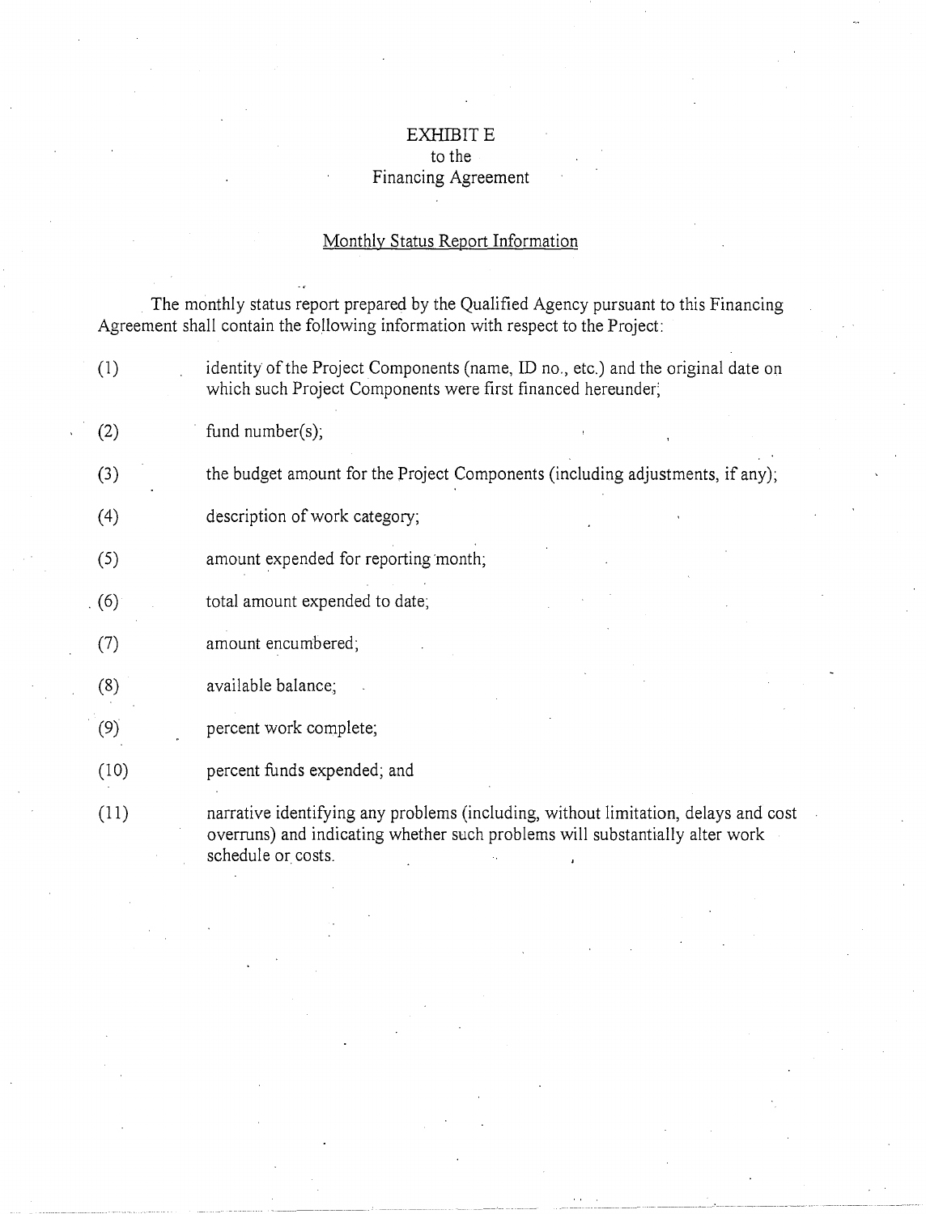# EXHIBIT E
to the
Financing Agreement

## Monthly Status Report Information

The monthly status report prepared by the Qualified Agency pursuant to this Financing Agreement shall contain the following information with respect to the Project:

(1) identity of the Project Components (name, ID no., etc.) and the original date on which such Project Components were first financed hereunder;

(2) fund number(s);

(3) the budget amount for the Project Components (including adjustments, if any);

(4) description of work category;

(5) amount expended for reporting month;

(6) total amount expended to date;

(7) amount encumbered;

(8) available balance;

(9) percent work complete;

(10) percent funds expended; and

(11) narrative identifying any problems (including, without limitation, delays and cost overruns) and indicating whether such problems will substantially alter work schedule or costs.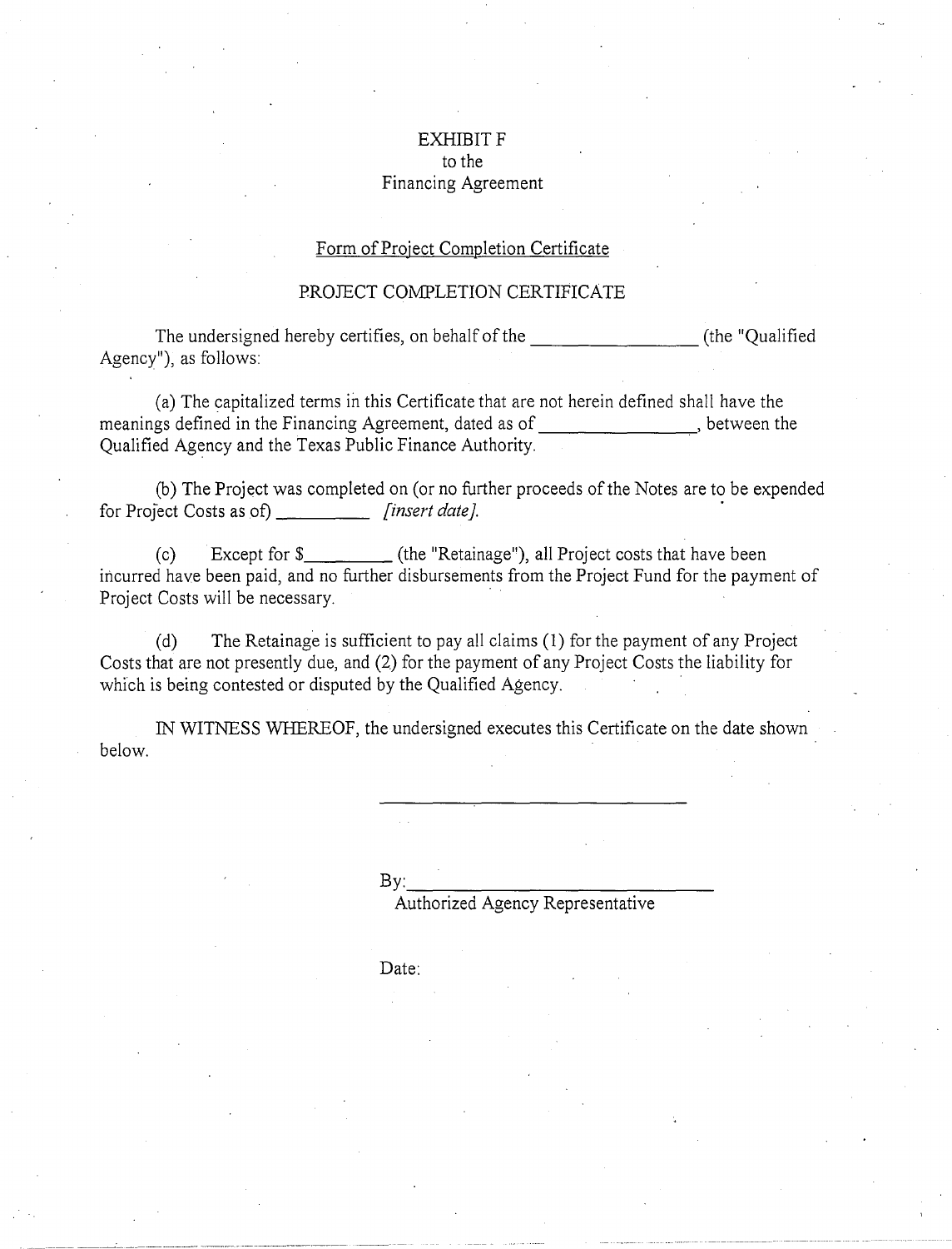EXHIBIT F
to the
Financing Agreement

Form of Project Completion Certificate

PROJECT COMPLETION CERTIFICATE

The undersigned hereby certifies, on behalf of the ________________ (the "Qualified Agency"), as follows:

(a) The capitalized terms in this Certificate that are not herein defined shall have the meanings defined in the Financing Agreement, dated as of ________________, between the Qualified Agency and the Texas Public Finance Authority.

(b) The Project was completed on (or no further proceeds of the Notes are to be expended for Project Costs as of) _________ *[insert date].*

(c) Except for $_________ (the "Retainage"), all Project costs that have been incurred have been paid, and no further disbursements from the Project Fund for the payment of Project Costs will be necessary.

(d) The Retainage is sufficient to pay all claims (1) for the payment of any Project Costs that are not presently due, and (2) for the payment of any Project Costs the liability for which is being contested or disputed by the Qualified Agency.

IN WITNESS WHEREOF, the undersigned executes this Certificate on the date shown below.

______________________________

By:______________________________
Authorized Agency Representative

Date: